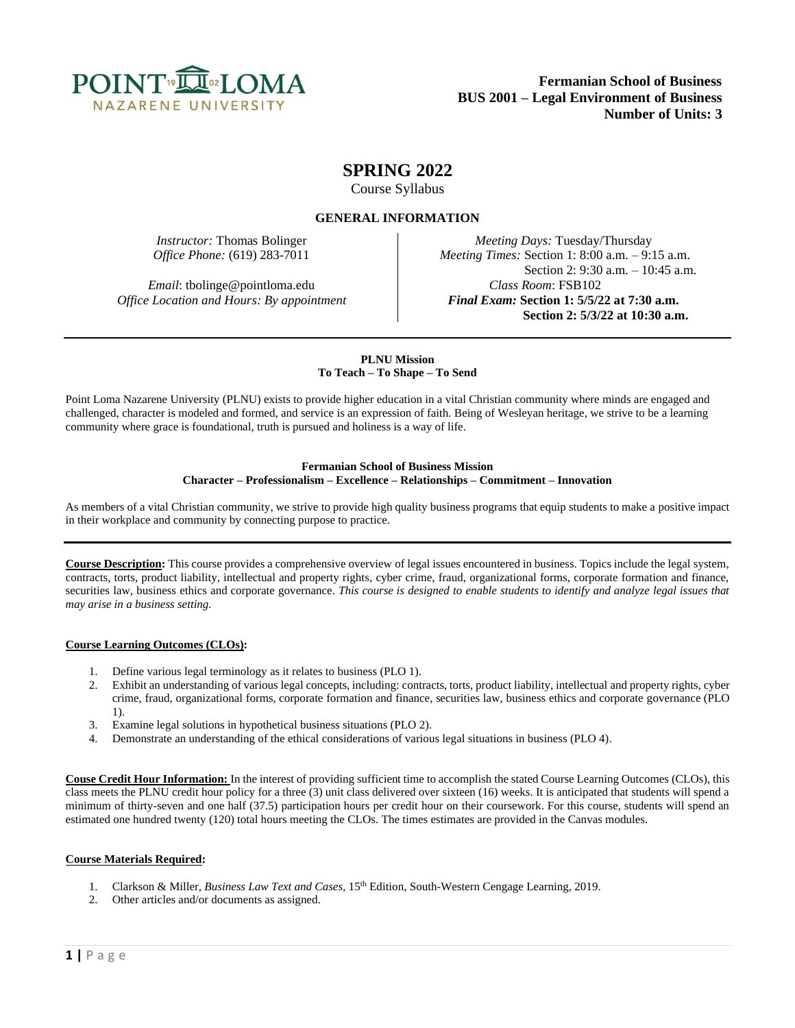**Fermanian School of Business**
**BUS 2001 – Legal Environment of Business**
**Number of Units: 3**

# SPRING 2022

Course Syllabus

## GENERAL INFORMATION

*Instructor:* Thomas Bolinger
*Office Phone:* (619) 283-7011

*Email*: tbolinge@pointloma.edu
*Office Location and Hours: By appointment*

*Meeting Days:* Tuesday/Thursday
*Meeting Times:* Section 1: 8:00 a.m. – 9:15 a.m.
Section 2: 9:30 a.m. – 10:45 a.m.
*Class Room*: FSB102
***Final Exam:* Section 1: 5/5/22 at 7:30 a.m.**
**Section 2: 5/3/22 at 10:30 a.m.**

---

**PLNU Mission**
**To Teach – To Shape – To Send**

Point Loma Nazarene University (PLNU) exists to provide higher education in a vital Christian community where minds are engaged and challenged, character is modeled and formed, and service is an expression of faith. Being of Wesleyan heritage, we strive to be a learning community where grace is foundational, truth is pursued and holiness is a way of life.

**Fermanian School of Business Mission**
**Character – Professionalism – Excellence – Relationships – Commitment – Innovation**

As members of a vital Christian community, we strive to provide high quality business programs that equip students to make a positive impact in their workplace and community by connecting purpose to practice.

---

**Course Description:** This course provides a comprehensive overview of legal issues encountered in business. Topics include the legal system, contracts, torts, product liability, intellectual and property rights, cyber crime, fraud, organizational forms, corporate formation and finance, securities law, business ethics and corporate governance. *This course is designed to enable students to identify and analyze legal issues that may arise in a business setting.*

**Course Learning Outcomes (CLOs):**

1. Define various legal terminology as it relates to business (PLO 1).
2. Exhibit an understanding of various legal concepts, including: contracts, torts, product liability, intellectual and property rights, cyber crime, fraud, organizational forms, corporate formation and finance, securities law, business ethics and corporate governance (PLO 1).
3. Examine legal solutions in hypothetical business situations (PLO 2).
4. Demonstrate an understanding of the ethical considerations of various legal situations in business (PLO 4).

**Couse Credit Hour Information:** In the interest of providing sufficient time to accomplish the stated Course Learning Outcomes (CLOs), this class meets the PLNU credit hour policy for a three (3) unit class delivered over sixteen (16) weeks. It is anticipated that students will spend a minimum of thirty-seven and one half (37.5) participation hours per credit hour on their coursework. For this course, students will spend an estimated one hundred twenty (120) total hours meeting the CLOs. The times estimates are provided in the Canvas modules.

**Course Materials Required:**

1. Clarkson & Miller, *Business Law Text and Cases*, 15th Edition, South-Western Cengage Learning, 2019.
2. Other articles and/or documents as assigned.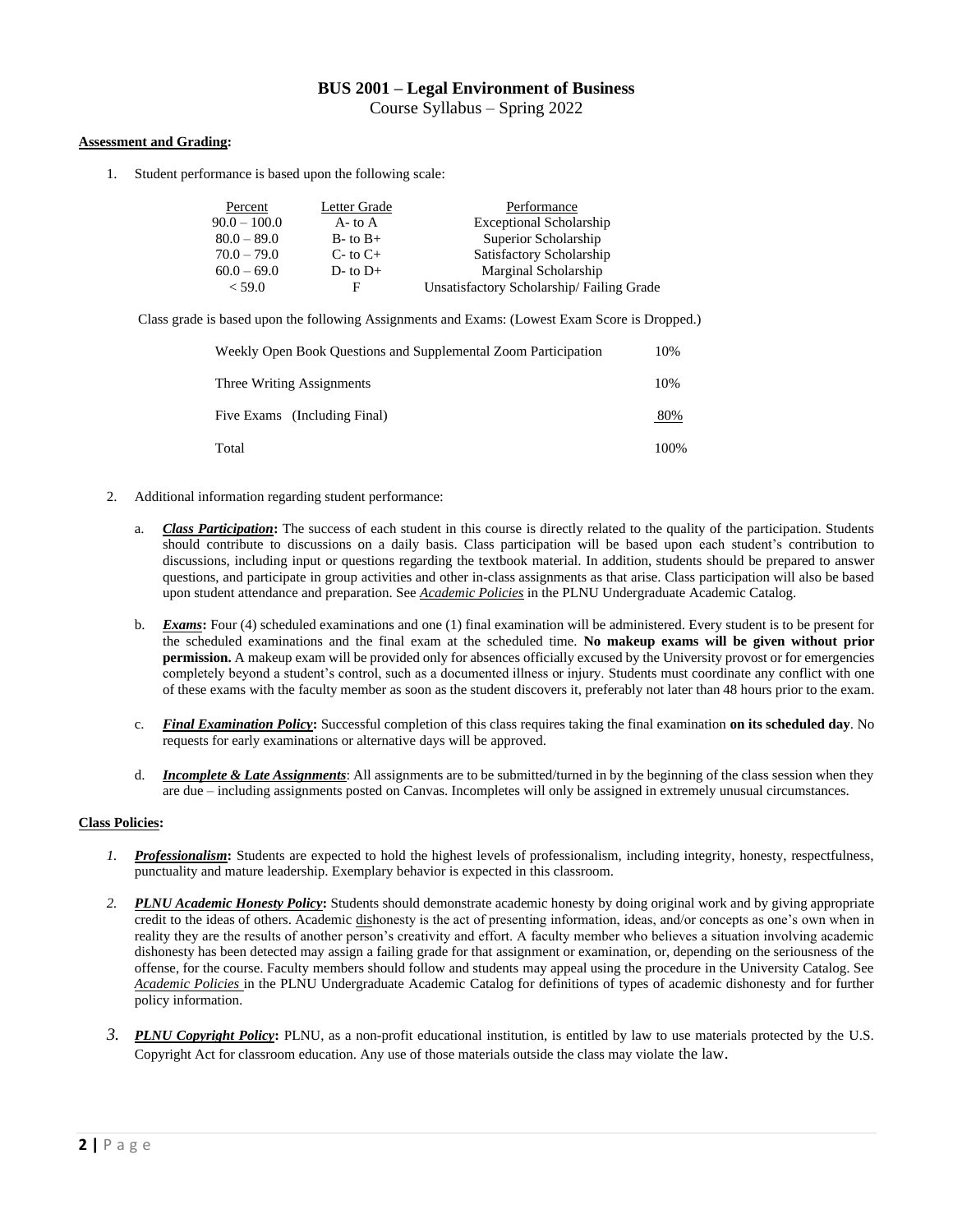# BUS 2001 – Legal Environment of Business

Course Syllabus – Spring 2022

**Assessment and Grading:**

1. Student performance is based upon the following scale:

| Percent | Letter Grade | Performance |
| --- | --- | --- |
| 90.0 – 100.0 | A- to A | Exceptional Scholarship |
| 80.0 – 89.0 | B- to B+ | Superior Scholarship |
| 70.0 – 79.0 | C- to C+ | Satisfactory Scholarship |
| 60.0 – 69.0 | D- to D+ | Marginal Scholarship |
| < 59.0 | F | Unsatisfactory Scholarship/ Failing Grade |

Class grade is based upon the following Assignments and Exams: (Lowest Exam Score is Dropped.)

| | |
| --- | --- |
| Weekly Open Book Questions and Supplemental Zoom Participation | 10% |
| Three Writing Assignments | 10% |
| Five Exams (Including Final) | 80% |
| Total | 100% |

2. Additional information regarding student performance:

   a. ***Class Participation*:** The success of each student in this course is directly related to the quality of the participation. Students should contribute to discussions on a daily basis. Class participation will be based upon each student's contribution to discussions, including input or questions regarding the textbook material. In addition, students should be prepared to answer questions, and participate in group activities and other in-class assignments as that arise. Class participation will also be based upon student attendance and preparation. See *Academic Policies* in the PLNU Undergraduate Academic Catalog.

   b. ***Exams*:** Four (4) scheduled examinations and one (1) final examination will be administered. Every student is to be present for the scheduled examinations and the final exam at the scheduled time. **No makeup exams will be given without prior permission.** A makeup exam will be provided only for absences officially excused by the University provost or for emergencies completely beyond a student's control, such as a documented illness or injury. Students must coordinate any conflict with one of these exams with the faculty member as soon as the student discovers it, preferably not later than 48 hours prior to the exam.

   c. ***Final Examination Policy*:** Successful completion of this class requires taking the final examination **on its scheduled day**. No requests for early examinations or alternative days will be approved.

   d. ***Incomplete & Late Assignments***: All assignments are to be submitted/turned in by the beginning of the class session when they are due – including assignments posted on Canvas. Incompletes will only be assigned in extremely unusual circumstances.

**Class Policies:**

1. ***Professionalism*:** Students are expected to hold the highest levels of professionalism, including integrity, honesty, respectfulness, punctuality and mature leadership. Exemplary behavior is expected in this classroom.

2. ***PLNU Academic Honesty Policy*:** Students should demonstrate academic honesty by doing original work and by giving appropriate credit to the ideas of others. Academic dishonesty is the act of presenting information, ideas, and/or concepts as one's own when in reality they are the results of another person's creativity and effort. A faculty member who believes a situation involving academic dishonesty has been detected may assign a failing grade for that assignment or examination, or, depending on the seriousness of the offense, for the course. Faculty members should follow and students may appeal using the procedure in the University Catalog. See *Academic Policies* in the PLNU Undergraduate Academic Catalog for definitions of types of academic dishonesty and for further policy information.

3. ***PLNU Copyright Policy*:** PLNU, as a non-profit educational institution, is entitled by law to use materials protected by the U.S. Copyright Act for classroom education. Any use of those materials outside the class may violate the law.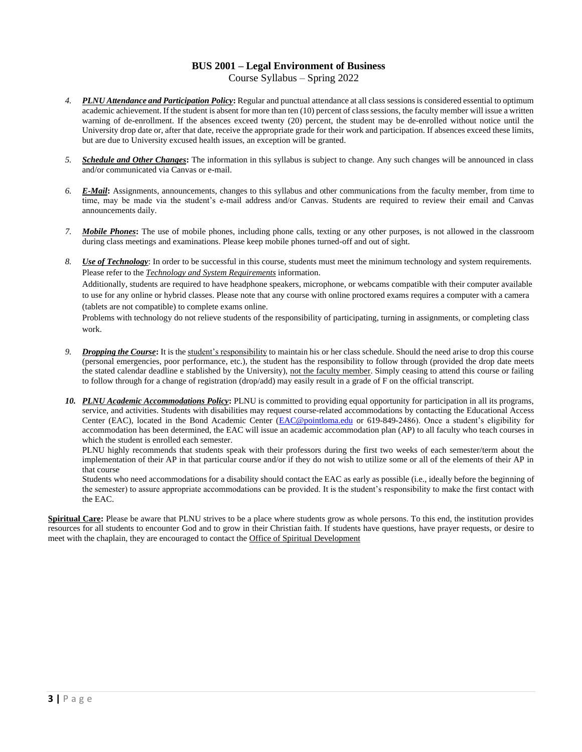4. ***PLNU Attendance and Participation Policy*:** Regular and punctual attendance at all class sessions is considered essential to optimum academic achievement. If the student is absent for more than ten (10) percent of class sessions, the faculty member will issue a written warning of de-enrollment. If the absences exceed twenty (20) percent, the student may be de-enrolled without notice until the University drop date or, after that date, receive the appropriate grade for their work and participation. If absences exceed these limits, but are due to University excused health issues, an exception will be granted.

5. ***Schedule and Other Changes*:** The information in this syllabus is subject to change. Any such changes will be announced in class and/or communicated via Canvas or e-mail.

6. ***E-Mail*:** Assignments, announcements, changes to this syllabus and other communications from the faculty member, from time to time, may be made via the student's e-mail address and/or Canvas. Students are required to review their email and Canvas announcements daily.

7. ***Mobile Phones*:** The use of mobile phones, including phone calls, texting or any other purposes, is not allowed in the classroom during class meetings and examinations. Please keep mobile phones turned-off and out of sight.

8. ***Use of Technology***: In order to be successful in this course, students must meet the minimum technology and system requirements. Please refer to the *Technology and System Requirements* information.

   Additionally, students are required to have headphone speakers, microphone, or webcams compatible with their computer available to use for any online or hybrid classes. Please note that any course with online proctored exams requires a computer with a camera (tablets are not compatible) to complete exams online.

   Problems with technology do not relieve students of the responsibility of participating, turning in assignments, or completing class work.

9. ***Dropping the Course*:** It is the student's responsibility to maintain his or her class schedule. Should the need arise to drop this course (personal emergencies, poor performance, etc.), the student has the responsibility to follow through (provided the drop date meets the stated calendar deadline e stablished by the University), not the faculty member. Simply ceasing to attend this course or failing to follow through for a change of registration (drop/add) may easily result in a grade of F on the official transcript.

10. ***PLNU Academic Accommodations Policy*:** PLNU is committed to providing equal opportunity for participation in all its programs, service, and activities. Students with disabilities may request course-related accommodations by contacting the Educational Access Center (EAC), located in the Bond Academic Center (EAC@pointloma.edu or 619-849-2486). Once a student's eligibility for accommodation has been determined, the EAC will issue an academic accommodation plan (AP) to all faculty who teach courses in which the student is enrolled each semester.

    PLNU highly recommends that students speak with their professors during the first two weeks of each semester/term about the implementation of their AP in that particular course and/or if they do not wish to utilize some or all of the elements of their AP in that course

    Students who need accommodations for a disability should contact the EAC as early as possible (i.e., ideally before the beginning of the semester) to assure appropriate accommodations can be provided. It is the student's responsibility to make the first contact with the EAC.

**Spiritual Care:** Please be aware that PLNU strives to be a place where students grow as whole persons. To this end, the institution provides resources for all students to encounter God and to grow in their Christian faith. If students have questions, have prayer requests, or desire to meet with the chaplain, they are encouraged to contact the Office of Spiritual Development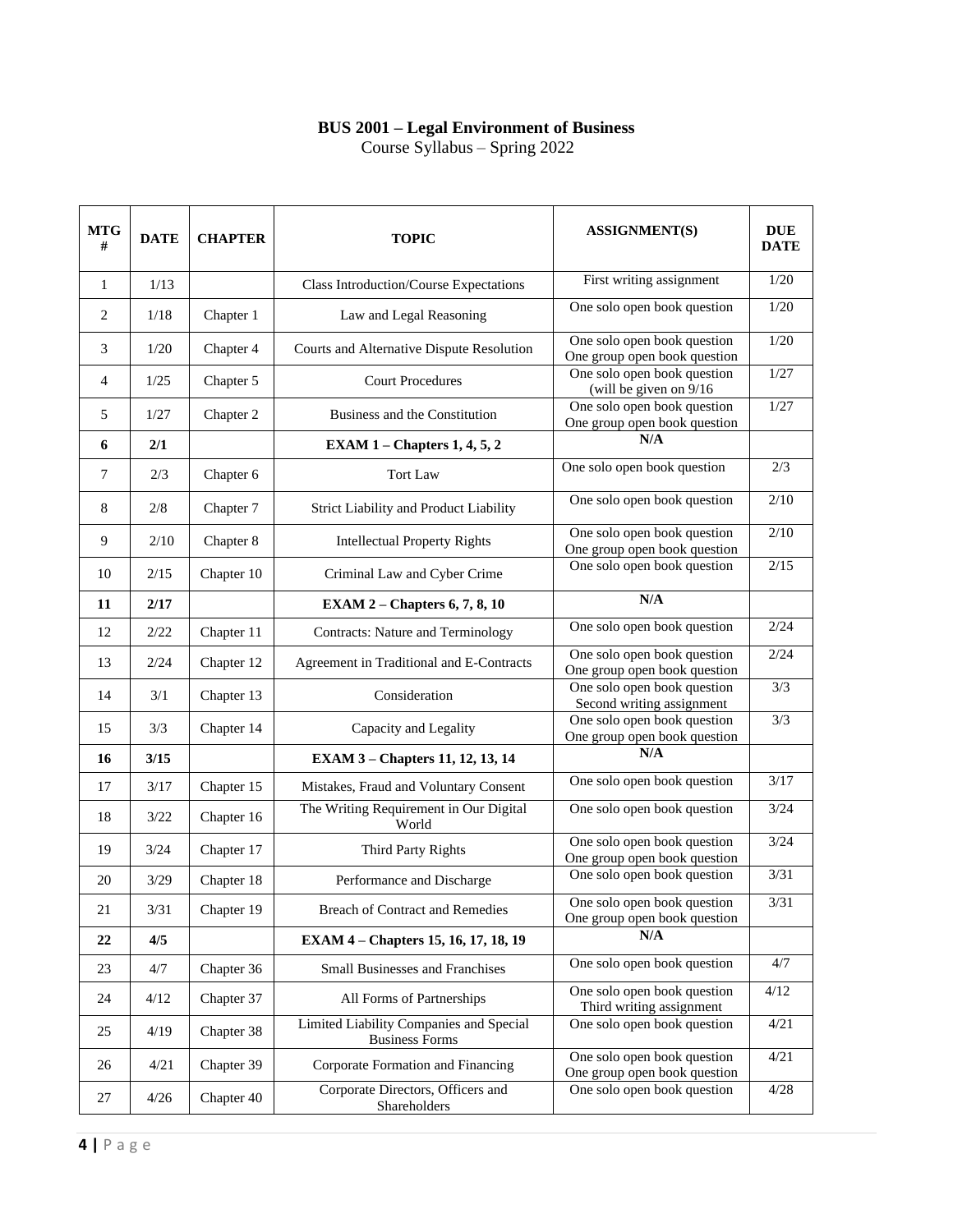**BUS 2001 – Legal Environment of Business**

Course Syllabus – Spring 2022

| MTG # | DATE | CHAPTER | TOPIC | ASSIGNMENT(S) | DUE DATE |
|---|---|---|---|---|---|
| 1 | 1/13 | | Class Introduction/Course Expectations | First writing assignment | 1/20 |
| 2 | 1/18 | Chapter 1 | Law and Legal Reasoning | One solo open book question | 1/20 |
| 3 | 1/20 | Chapter 4 | Courts and Alternative Dispute Resolution | One solo open book question<br>One group open book question | 1/20 |
| 4 | 1/25 | Chapter 5 | Court Procedures | One solo open book question (will be given on 9/16 | 1/27 |
| 5 | 1/27 | Chapter 2 | Business and the Constitution | One solo open book question<br>One group open book question | 1/27 |
| **6** | **2/1** | | **EXAM 1 – Chapters 1, 4, 5, 2** | **N/A** | |
| 7 | 2/3 | Chapter 6 | Tort Law | One solo open book question | 2/3 |
| 8 | 2/8 | Chapter 7 | Strict Liability and Product Liability | One solo open book question | 2/10 |
| 9 | 2/10 | Chapter 8 | Intellectual Property Rights | One solo open book question<br>One group open book question | 2/10 |
| 10 | 2/15 | Chapter 10 | Criminal Law and Cyber Crime | One solo open book question | 2/15 |
| **11** | **2/17** | | **EXAM 2 – Chapters 6, 7, 8, 10** | **N/A** | |
| 12 | 2/22 | Chapter 11 | Contracts: Nature and Terminology | One solo open book question | 2/24 |
| 13 | 2/24 | Chapter 12 | Agreement in Traditional and E-Contracts | One solo open book question<br>One group open book question | 2/24 |
| 14 | 3/1 | Chapter 13 | Consideration | One solo open book question<br>Second writing assignment | 3/3 |
| 15 | 3/3 | Chapter 14 | Capacity and Legality | One solo open book question<br>One group open book question | 3/3 |
| **16** | **3/15** | | **EXAM 3 – Chapters 11, 12, 13, 14** | **N/A** | |
| 17 | 3/17 | Chapter 15 | Mistakes, Fraud and Voluntary Consent | One solo open book question | 3/17 |
| 18 | 3/22 | Chapter 16 | The Writing Requirement in Our Digital World | One solo open book question | 3/24 |
| 19 | 3/24 | Chapter 17 | Third Party Rights | One solo open book question<br>One group open book question | 3/24 |
| 20 | 3/29 | Chapter 18 | Performance and Discharge | One solo open book question | 3/31 |
| 21 | 3/31 | Chapter 19 | Breach of Contract and Remedies | One solo open book question<br>One group open book question | 3/31 |
| **22** | **4/5** | | **EXAM 4 – Chapters 15, 16, 17, 18, 19** | **N/A** | |
| 23 | 4/7 | Chapter 36 | Small Businesses and Franchises | One solo open book question | 4/7 |
| 24 | 4/12 | Chapter 37 | All Forms of Partnerships | One solo open book question<br>Third writing assignment | 4/12 |
| 25 | 4/19 | Chapter 38 | Limited Liability Companies and Special Business Forms | One solo open book question | 4/21 |
| 26 | 4/21 | Chapter 39 | Corporate Formation and Financing | One solo open book question<br>One group open book question | 4/21 |
| 27 | 4/26 | Chapter 40 | Corporate Directors, Officers and Shareholders | One solo open book question | 4/28 |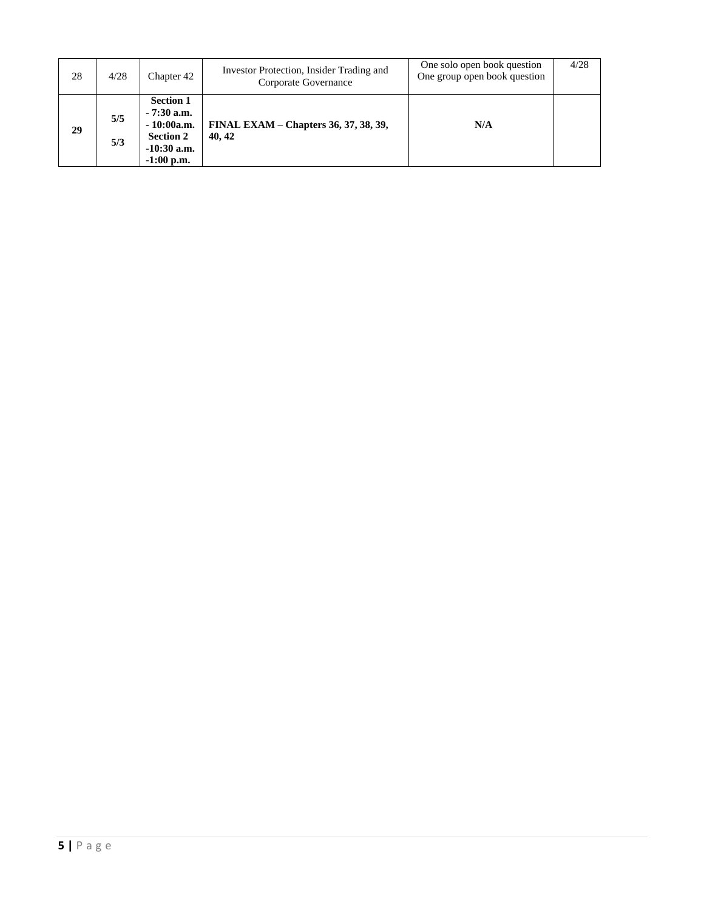| | | | | | |
|---|---|---|---|---|---|
| 28 | 4/28 | Chapter 42 | Investor Protection, Insider Trading and Corporate Governance | One solo open book question One group open book question | 4/28 |
| **29** | **5/5** **5/3** | **Section 1 - 7:30 a.m. - 10:00a.m. Section 2 -10:30 a.m. -1:00 p.m.** | **FINAL EXAM – Chapters 36, 37, 38, 39, 40, 42** | **N/A** | |